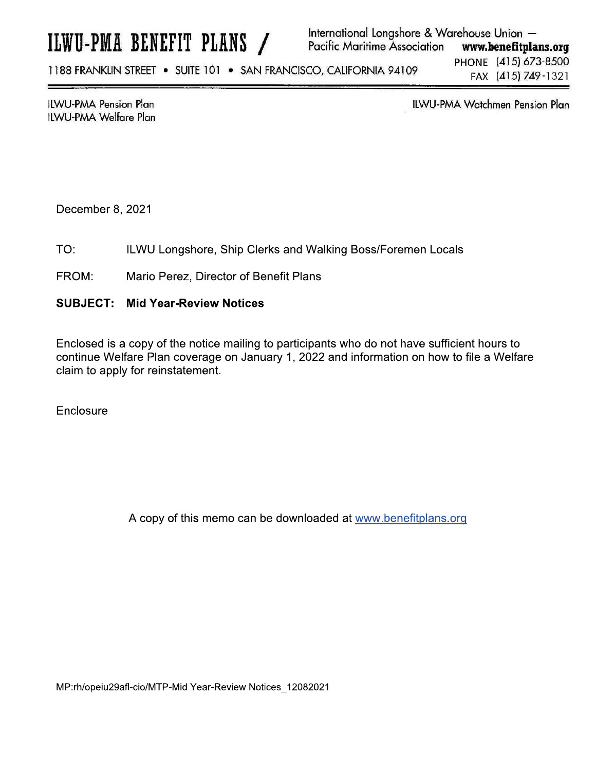# ILWU-PMA BENEFIT PLANS /

International Longshore & Warehouse Union — Pacific Maritime Association **www.benefitplans.org**

1188 FRANKLIN STREET • SUITE 101 • SAN FRANCISCO, CALIFORNIA 94109

PHONE (415) 673-8500
FAX (415) 749-1321

ILWU-PMA Pension Plan
ILWU-PMA Welfare Plan

ILWU-PMA Watchmen Pension Plan

December 8, 2021

TO: ILWU Longshore, Ship Clerks and Walking Boss/Foremen Locals

FROM: Mario Perez, Director of Benefit Plans

**SUBJECT: Mid Year-Review Notices**

Enclosed is a copy of the notice mailing to participants who do not have sufficient hours to continue Welfare Plan coverage on January 1, 2022 and information on how to file a Welfare claim to apply for reinstatement.

Enclosure

A copy of this memo can be downloaded at www.benefitplans.org

MP:rh/opeiu29afl-cio/MTP-Mid Year-Review Notices_12082021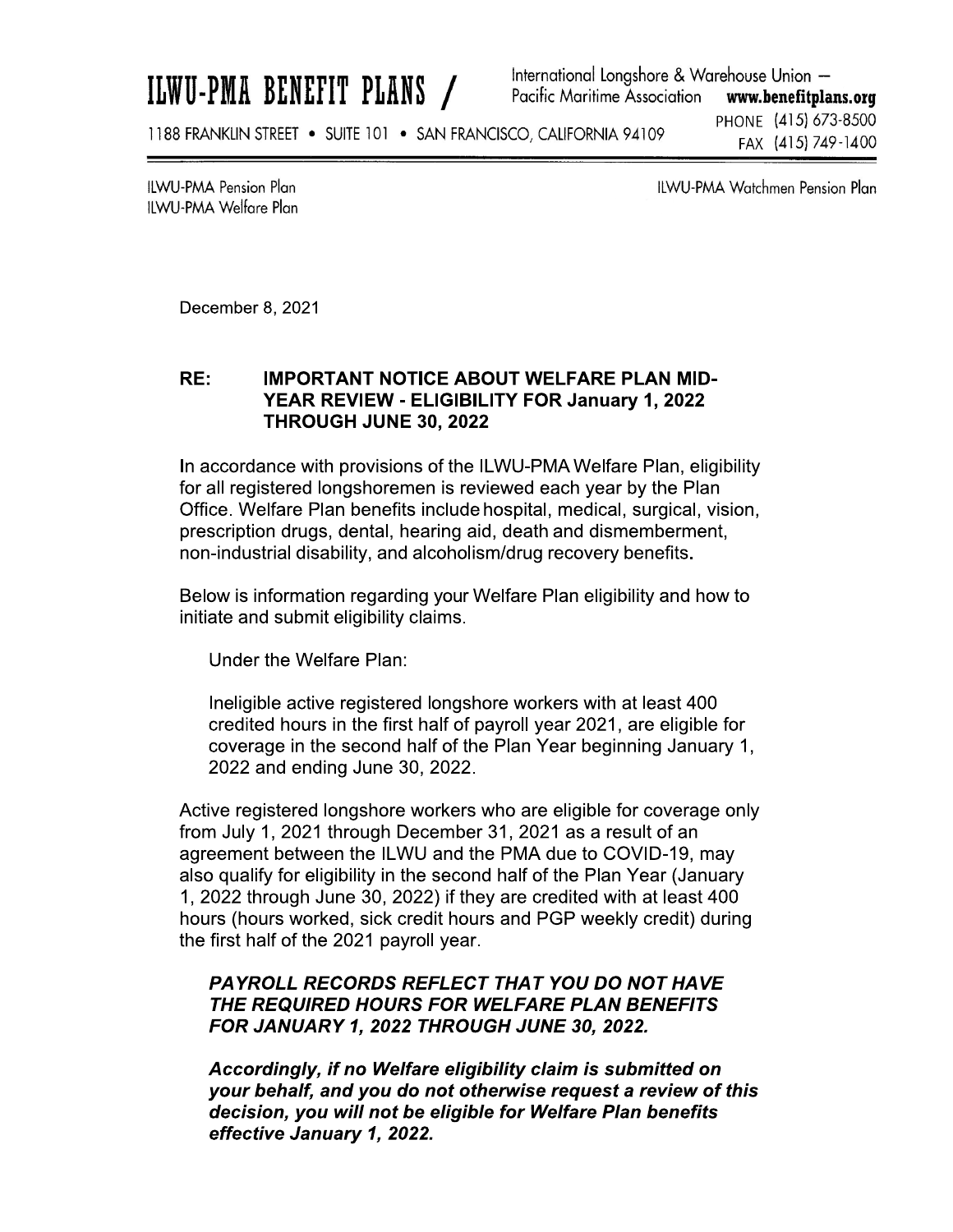# ILWU-PMA BENEFIT PLANS /

International Longshore & Warehouse Union – Pacific Maritime Association **www.benefitplans.org**

1188 FRANKLIN STREET • SUITE 101 • SAN FRANCISCO, CALIFORNIA 94109

PHONE (415) 673-8500
FAX (415) 749-1400

ILWU-PMA Pension Plan
ILWU-PMA Welfare Plan

ILWU-PMA Watchmen Pension Plan

December 8, 2021

**RE: IMPORTANT NOTICE ABOUT WELFARE PLAN MID-YEAR REVIEW - ELIGIBILITY FOR January 1, 2022 THROUGH JUNE 30, 2022**

In accordance with provisions of the ILWU-PMA Welfare Plan, eligibility for all registered longshoremen is reviewed each year by the Plan Office. Welfare Plan benefits include hospital, medical, surgical, vision, prescription drugs, dental, hearing aid, death and dismemberment, non-industrial disability, and alcoholism/drug recovery benefits.

Below is information regarding your Welfare Plan eligibility and how to initiate and submit eligibility claims.

Under the Welfare Plan:

Ineligible active registered longshore workers with at least 400 credited hours in the first half of payroll year 2021, are eligible for coverage in the second half of the Plan Year beginning January 1, 2022 and ending June 30, 2022.

Active registered longshore workers who are eligible for coverage only from July 1, 2021 through December 31, 2021 as a result of an agreement between the ILWU and the PMA due to COVID-19, may also qualify for eligibility in the second half of the Plan Year (January 1, 2022 through June 30, 2022) if they are credited with at least 400 hours (hours worked, sick credit hours and PGP weekly credit) during the first half of the 2021 payroll year.

***PAYROLL RECORDS REFLECT THAT YOU DO NOT HAVE THE REQUIRED HOURS FOR WELFARE PLAN BENEFITS FOR JANUARY 1, 2022 THROUGH JUNE 30, 2022.***

***Accordingly, if no Welfare eligibility claim is submitted on your behalf, and you do not otherwise request a review of this decision, you will not be eligible for Welfare Plan benefits effective January 1, 2022.***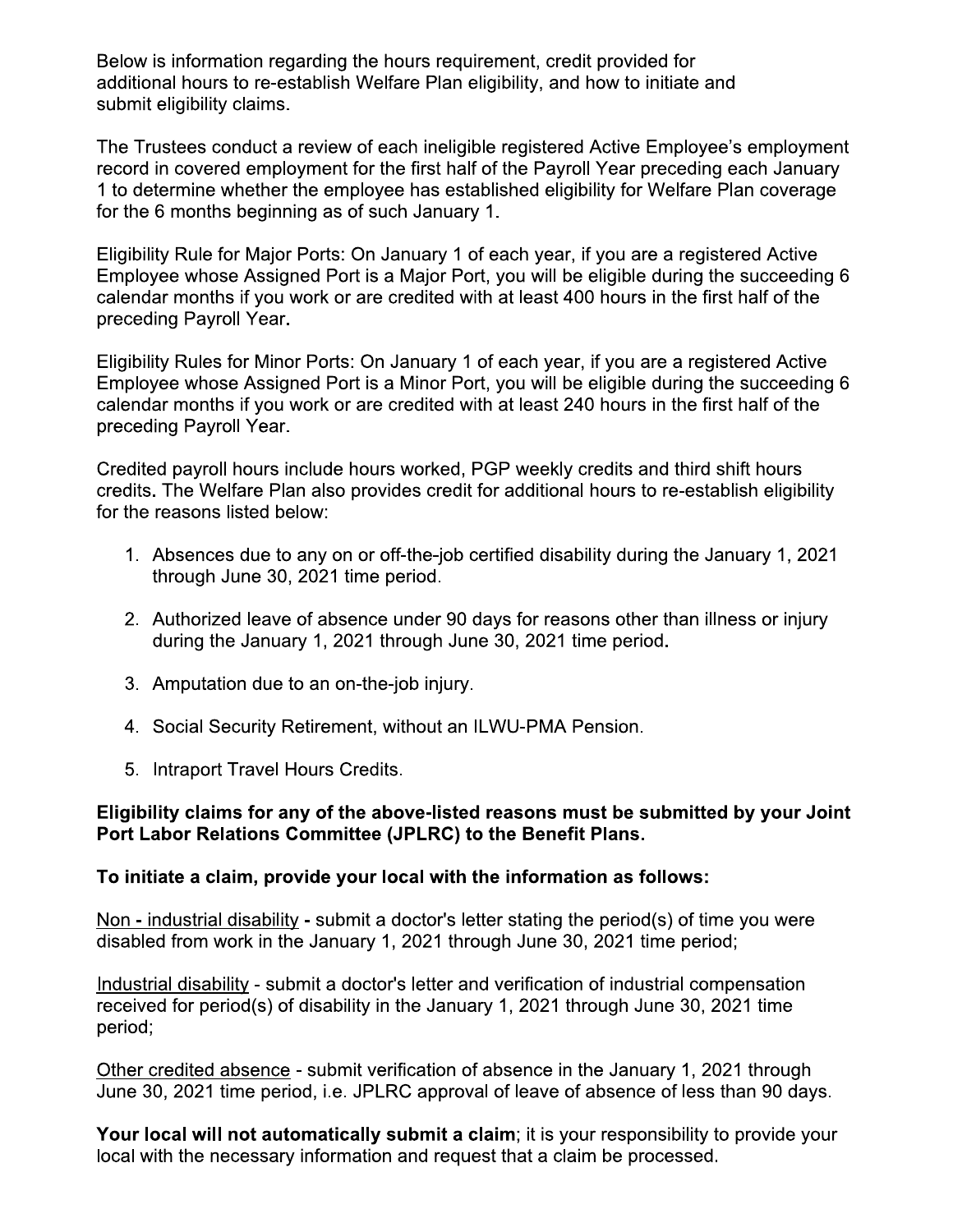Below is information regarding the hours requirement, credit provided for additional hours to re-establish Welfare Plan eligibility, and how to initiate and submit eligibility claims.

The Trustees conduct a review of each ineligible registered Active Employee's employment record in covered employment for the first half of the Payroll Year preceding each January 1 to determine whether the employee has established eligibility for Welfare Plan coverage for the 6 months beginning as of such January 1.

Eligibility Rule for Major Ports: On January 1 of each year, if you are a registered Active Employee whose Assigned Port is a Major Port, you will be eligible during the succeeding 6 calendar months if you work or are credited with at least 400 hours in the first half of the preceding Payroll Year.

Eligibility Rules for Minor Ports: On January 1 of each year, if you are a registered Active Employee whose Assigned Port is a Minor Port, you will be eligible during the succeeding 6 calendar months if you work or are credited with at least 240 hours in the first half of the preceding Payroll Year.

Credited payroll hours include hours worked, PGP weekly credits and third shift hours credits. The Welfare Plan also provides credit for additional hours to re-establish eligibility for the reasons listed below:

1. Absences due to any on or off-the-job certified disability during the January 1, 2021 through June 30, 2021 time period.

2. Authorized leave of absence under 90 days for reasons other than illness or injury during the January 1, 2021 through June 30, 2021 time period.

3. Amputation due to an on-the-job injury.

4. Social Security Retirement, without an ILWU-PMA Pension.

5. Intraport Travel Hours Credits.

**Eligibility claims for any of the above-listed reasons must be submitted by your Joint Port Labor Relations Committee (JPLRC) to the Benefit Plans.**

**To initiate a claim, provide your local with the information as follows:**

<u>Non - industrial disability</u> **-** submit a doctor's letter stating the period(s) of time you were disabled from work in the January 1, 2021 through June 30, 2021 time period;

<u>Industrial disability</u> - submit a doctor's letter and verification of industrial compensation received for period(s) of disability in the January 1, 2021 through June 30, 2021 time period;

<u>Other credited absence</u> - submit verification of absence in the January 1, 2021 through June 30, 2021 time period, i.e. JPLRC approval of leave of absence of less than 90 days.

**Your local will not automatically submit a claim**; it is your responsibility to provide your local with the necessary information and request that a claim be processed.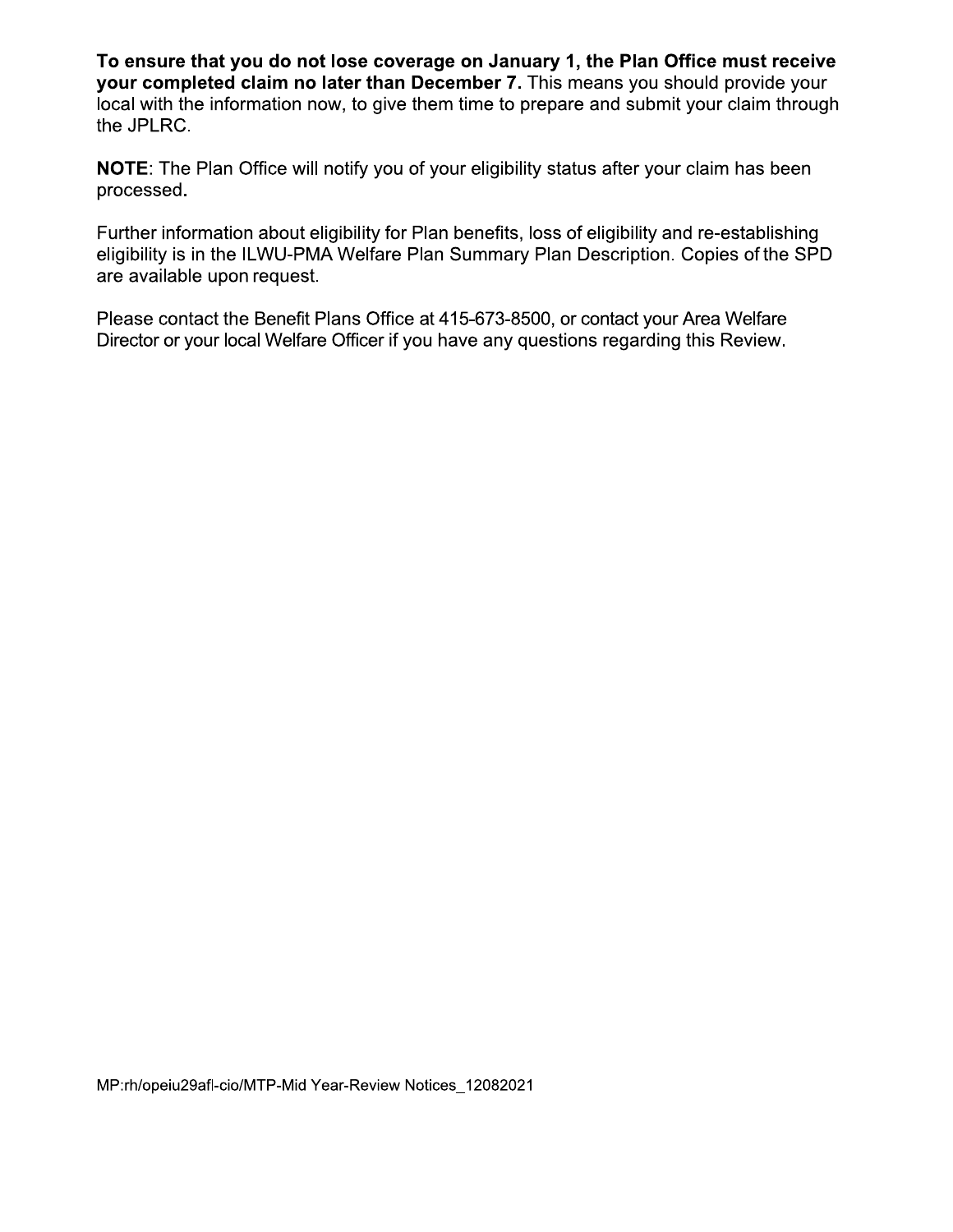**To ensure that you do not lose coverage on January 1, the Plan Office must receive your completed claim no later than December 7.** This means you should provide your local with the information now, to give them time to prepare and submit your claim through the JPLRC.

**NOTE**: The Plan Office will notify you of your eligibility status after your claim has been processed**.**

Further information about eligibility for Plan benefits, loss of eligibility and re-establishing eligibility is in the ILWU-PMA Welfare Plan Summary Plan Description. Copies of the SPD are available upon request.

Please contact the Benefit Plans Office at 415-673-8500, or contact your Area Welfare Director or your local Welfare Officer if you have any questions regarding this Review.

MP:rh/opeiu29afl-cio/MTP-Mid Year-Review Notices_12082021